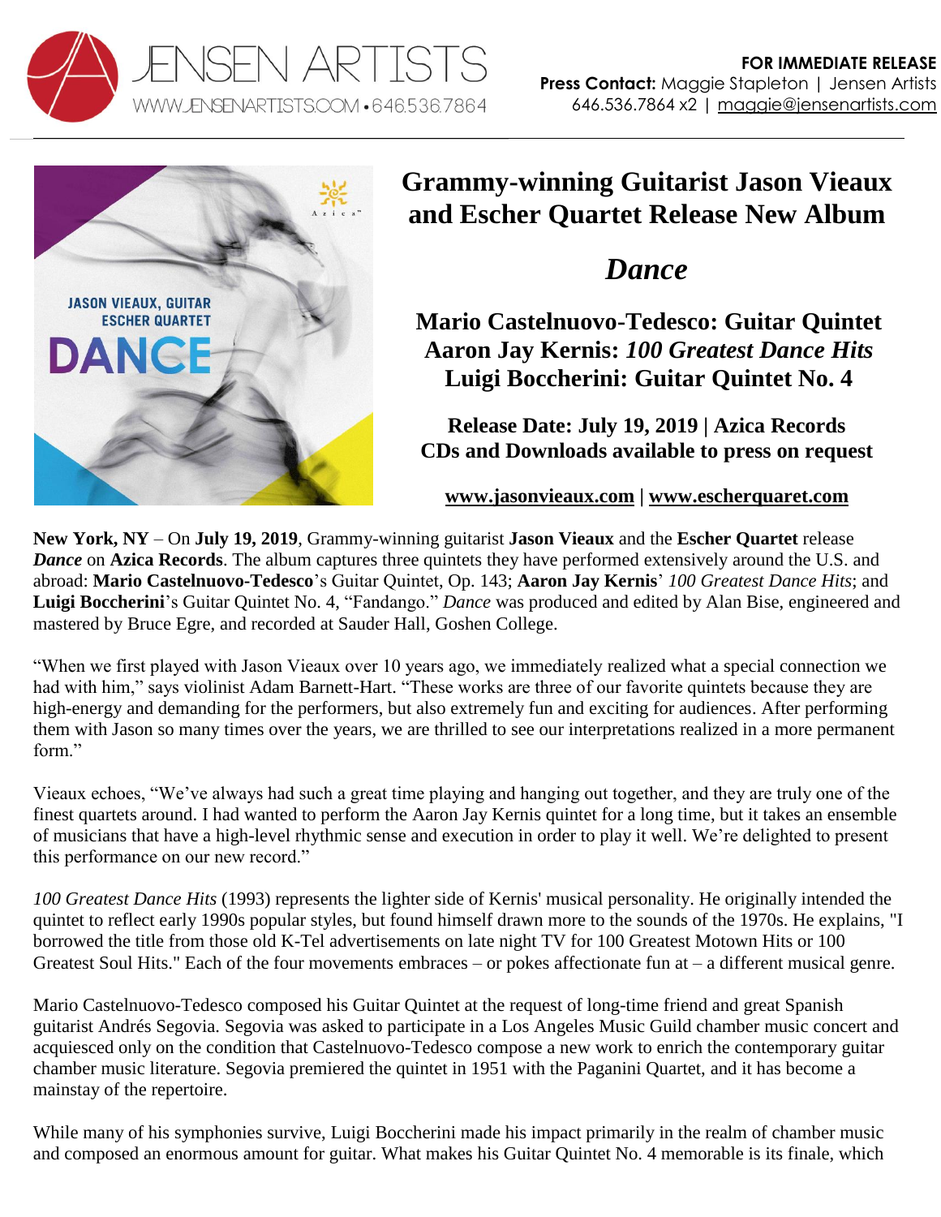JENSEN ARTISTS
WWW.JENSENARTISTS.COM • 646.536.7864

**FOR IMMEDIATE RELEASE**
**Press Contact:** Maggie Stapleton | Jensen Artists
646.536.7864 x2 | maggie@jensenartists.com

# Grammy-winning Guitarist Jason Vieaux and Escher Quartet Release New Album

## *Dance*

### Mario Castelnuovo-Tedesco: Guitar Quintet
### Aaron Jay Kernis: *100 Greatest Dance Hits*
### Luigi Boccherini: Guitar Quintet No. 4

**Release Date: July 19, 2019 | Azica Records**
**CDs and Downloads available to press on request**

**www.jasonvieaux.com | www.escherquaret.com**

**New York, NY** – On **July 19, 2019**, Grammy-winning guitarist **Jason Vieaux** and the **Escher Quartet** release ***Dance*** on **Azica Records**. The album captures three quintets they have performed extensively around the U.S. and abroad: **Mario Castelnuovo-Tedesco**'s Guitar Quintet, Op. 143; **Aaron Jay Kernis**' *100 Greatest Dance Hits*; and **Luigi Boccherini**'s Guitar Quintet No. 4, "Fandango." *Dance* was produced and edited by Alan Bise, engineered and mastered by Bruce Egre, and recorded at Sauder Hall, Goshen College.

"When we first played with Jason Vieaux over 10 years ago, we immediately realized what a special connection we had with him," says violinist Adam Barnett-Hart. "These works are three of our favorite quintets because they are high-energy and demanding for the performers, but also extremely fun and exciting for audiences. After performing them with Jason so many times over the years, we are thrilled to see our interpretations realized in a more permanent form."

Vieaux echoes, "We've always had such a great time playing and hanging out together, and they are truly one of the finest quartets around. I had wanted to perform the Aaron Jay Kernis quintet for a long time, but it takes an ensemble of musicians that have a high-level rhythmic sense and execution in order to play it well. We're delighted to present this performance on our new record."

*100 Greatest Dance Hits* (1993) represents the lighter side of Kernis' musical personality. He originally intended the quintet to reflect early 1990s popular styles, but found himself drawn more to the sounds of the 1970s. He explains, "I borrowed the title from those old K-Tel advertisements on late night TV for 100 Greatest Motown Hits or 100 Greatest Soul Hits." Each of the four movements embraces – or pokes affectionate fun at – a different musical genre.

Mario Castelnuovo-Tedesco composed his Guitar Quintet at the request of long-time friend and great Spanish guitarist Andrés Segovia. Segovia was asked to participate in a Los Angeles Music Guild chamber music concert and acquiesced only on the condition that Castelnuovo-Tedesco compose a new work to enrich the contemporary guitar chamber music literature. Segovia premiered the quintet in 1951 with the Paganini Quartet, and it has become a mainstay of the repertoire.

While many of his symphonies survive, Luigi Boccherini made his impact primarily in the realm of chamber music and composed an enormous amount for guitar. What makes his Guitar Quintet No. 4 memorable is its finale, which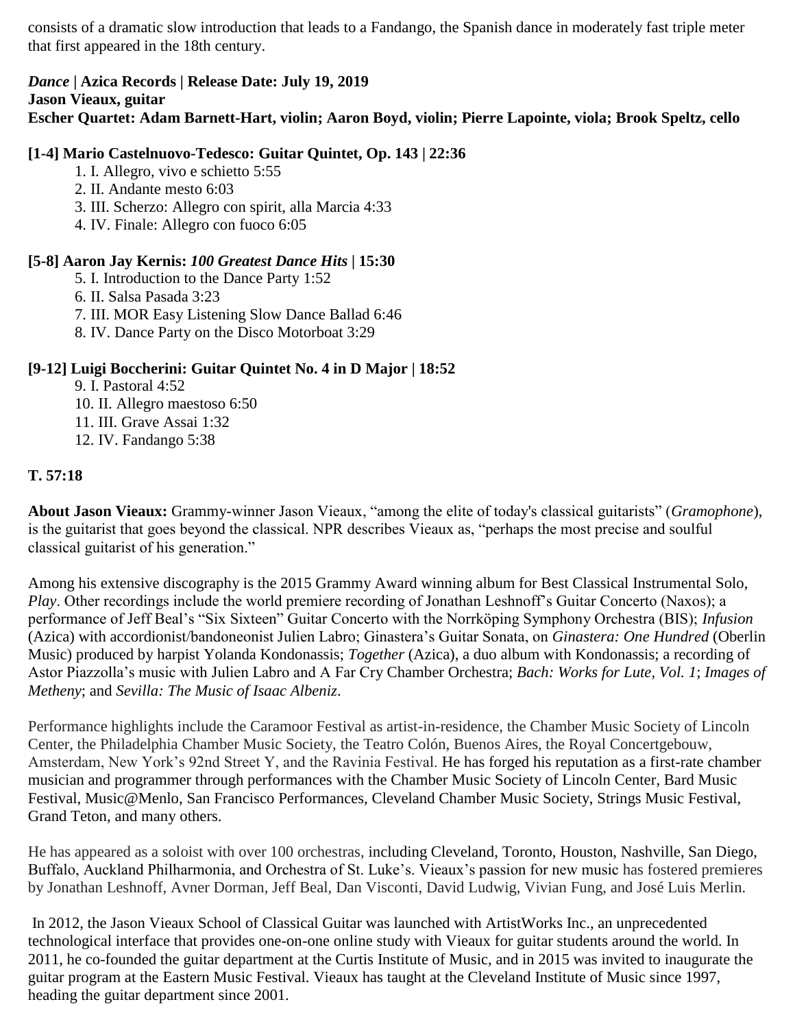consists of a dramatic slow introduction that leads to a Fandango, the Spanish dance in moderately fast triple meter that first appeared in the 18th century.

***Dance* | Azica Records | Release Date: July 19, 2019**
**Jason Vieaux, guitar**
**Escher Quartet: Adam Barnett-Hart, violin; Aaron Boyd, violin; Pierre Lapointe, viola; Brook Speltz, cello**

**[1-4] Mario Castelnuovo-Tedesco: Guitar Quintet, Op. 143 | 22:36**

1. I. Allegro, vivo e schietto 5:55
2. II. Andante mesto 6:03
3. III. Scherzo: Allegro con spirit, alla Marcia 4:33
4. IV. Finale: Allegro con fuoco 6:05

**[5-8] Aaron Jay Kernis: *100 Greatest Dance Hits* | 15:30**

5. I. Introduction to the Dance Party 1:52
6. II. Salsa Pasada 3:23
7. III. MOR Easy Listening Slow Dance Ballad 6:46
8. IV. Dance Party on the Disco Motorboat 3:29

**[9-12] Luigi Boccherini: Guitar Quintet No. 4 in D Major | 18:52**

9. I. Pastoral 4:52
10. II. Allegro maestoso 6:50
11. III. Grave Assai 1:32
12. IV. Fandango 5:38

**T. 57:18**

**About Jason Vieaux:** Grammy-winner Jason Vieaux, "among the elite of today's classical guitarists" (*Gramophone*), is the guitarist that goes beyond the classical. NPR describes Vieaux as, "perhaps the most precise and soulful classical guitarist of his generation."

Among his extensive discography is the 2015 Grammy Award winning album for Best Classical Instrumental Solo, *Play*. Other recordings include the world premiere recording of Jonathan Leshnoff's Guitar Concerto (Naxos); a performance of Jeff Beal's "Six Sixteen" Guitar Concerto with the Norrköping Symphony Orchestra (BIS); *Infusion* (Azica) with accordionist/bandoneonist Julien Labro; Ginastera's Guitar Sonata, on *Ginastera: One Hundred* (Oberlin Music) produced by harpist Yolanda Kondonassis; *Together* (Azica), a duo album with Kondonassis; a recording of Astor Piazzolla's music with Julien Labro and A Far Cry Chamber Orchestra; *Bach: Works for Lute, Vol. 1*; *Images of Metheny*; and *Sevilla: The Music of Isaac Albeniz*.

Performance highlights include the Caramoor Festival as artist-in-residence, the Chamber Music Society of Lincoln Center, the Philadelphia Chamber Music Society, the Teatro Colón, Buenos Aires, the Royal Concertgebouw, Amsterdam, New York's 92nd Street Y, and the Ravinia Festival. He has forged his reputation as a first-rate chamber musician and programmer through performances with the Chamber Music Society of Lincoln Center, Bard Music Festival, Music@Menlo, San Francisco Performances, Cleveland Chamber Music Society, Strings Music Festival, Grand Teton, and many others.

He has appeared as a soloist with over 100 orchestras, including Cleveland, Toronto, Houston, Nashville, San Diego, Buffalo, Auckland Philharmonia, and Orchestra of St. Luke's. Vieaux's passion for new music has fostered premieres by Jonathan Leshnoff, Avner Dorman, Jeff Beal, Dan Visconti, David Ludwig, Vivian Fung, and José Luis Merlin.

In 2012, the Jason Vieaux School of Classical Guitar was launched with ArtistWorks Inc., an unprecedented technological interface that provides one-on-one online study with Vieaux for guitar students around the world. In 2011, he co-founded the guitar department at the Curtis Institute of Music, and in 2015 was invited to inaugurate the guitar program at the Eastern Music Festival. Vieaux has taught at the Cleveland Institute of Music since 1997, heading the guitar department since 2001.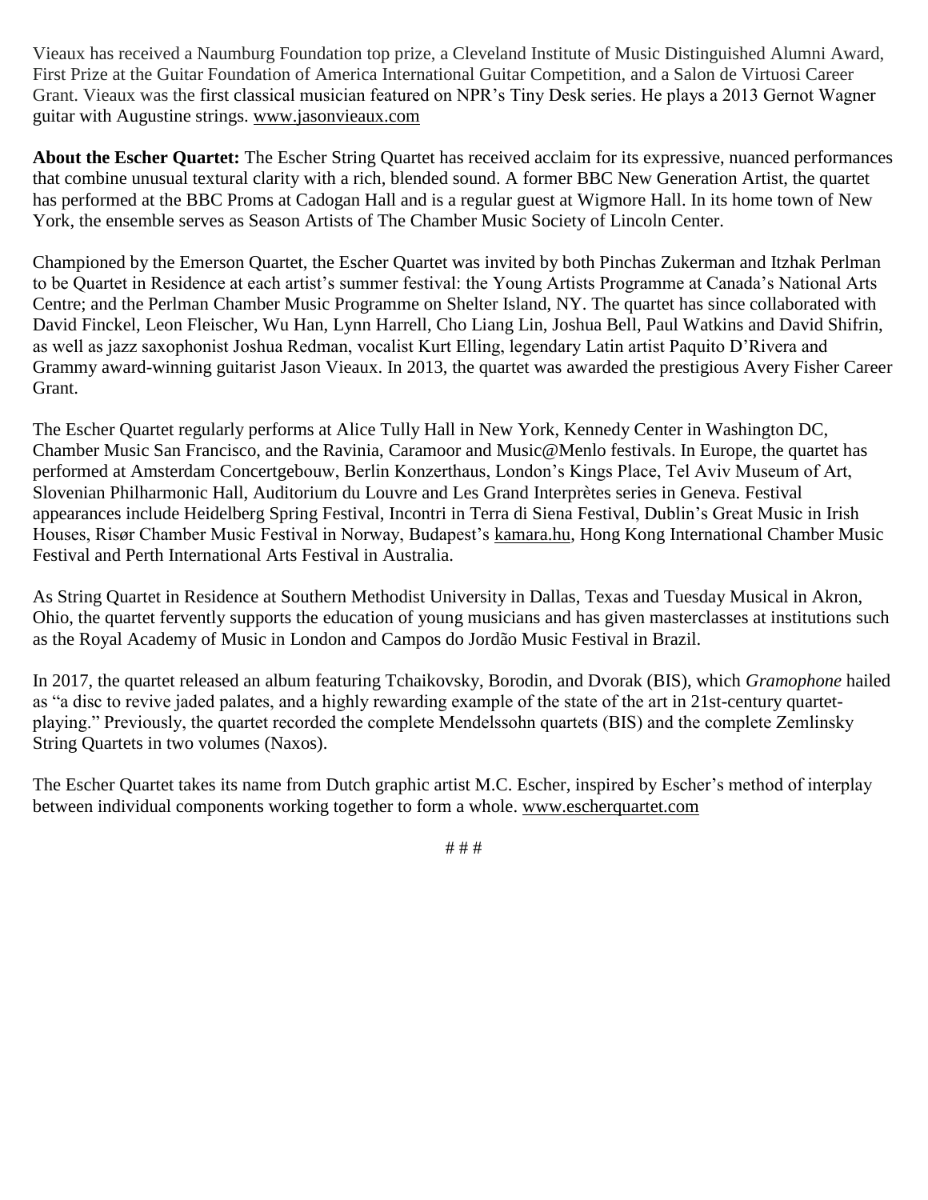Vieaux has received a Naumburg Foundation top prize, a Cleveland Institute of Music Distinguished Alumni Award, First Prize at the Guitar Foundation of America International Guitar Competition, and a Salon de Virtuosi Career Grant. Vieaux was the first classical musician featured on NPR's Tiny Desk series. He plays a 2013 Gernot Wagner guitar with Augustine strings. www.jasonvieaux.com

**About the Escher Quartet:** The Escher String Quartet has received acclaim for its expressive, nuanced performances that combine unusual textural clarity with a rich, blended sound. A former BBC New Generation Artist, the quartet has performed at the BBC Proms at Cadogan Hall and is a regular guest at Wigmore Hall. In its home town of New York, the ensemble serves as Season Artists of The Chamber Music Society of Lincoln Center.

Championed by the Emerson Quartet, the Escher Quartet was invited by both Pinchas Zukerman and Itzhak Perlman to be Quartet in Residence at each artist's summer festival: the Young Artists Programme at Canada's National Arts Centre; and the Perlman Chamber Music Programme on Shelter Island, NY. The quartet has since collaborated with David Finckel, Leon Fleischer, Wu Han, Lynn Harrell, Cho Liang Lin, Joshua Bell, Paul Watkins and David Shifrin, as well as jazz saxophonist Joshua Redman, vocalist Kurt Elling, legendary Latin artist Paquito D'Rivera and Grammy award-winning guitarist Jason Vieaux. In 2013, the quartet was awarded the prestigious Avery Fisher Career Grant.

The Escher Quartet regularly performs at Alice Tully Hall in New York, Kennedy Center in Washington DC, Chamber Music San Francisco, and the Ravinia, Caramoor and Music@Menlo festivals. In Europe, the quartet has performed at Amsterdam Concertgebouw, Berlin Konzerthaus, London's Kings Place, Tel Aviv Museum of Art, Slovenian Philharmonic Hall, Auditorium du Louvre and Les Grand Interprètes series in Geneva. Festival appearances include Heidelberg Spring Festival, Incontri in Terra di Siena Festival, Dublin's Great Music in Irish Houses, Risør Chamber Music Festival in Norway, Budapest's kamara.hu, Hong Kong International Chamber Music Festival and Perth International Arts Festival in Australia.

As String Quartet in Residence at Southern Methodist University in Dallas, Texas and Tuesday Musical in Akron, Ohio, the quartet fervently supports the education of young musicians and has given masterclasses at institutions such as the Royal Academy of Music in London and Campos do Jordão Music Festival in Brazil.

In 2017, the quartet released an album featuring Tchaikovsky, Borodin, and Dvorak (BIS), which *Gramophone* hailed as "a disc to revive jaded palates, and a highly rewarding example of the state of the art in 21st-century quartet-playing." Previously, the quartet recorded the complete Mendelssohn quartets (BIS) and the complete Zemlinsky String Quartets in two volumes (Naxos).

The Escher Quartet takes its name from Dutch graphic artist M.C. Escher, inspired by Escher's method of interplay between individual components working together to form a whole. www.escherquartet.com

# # #